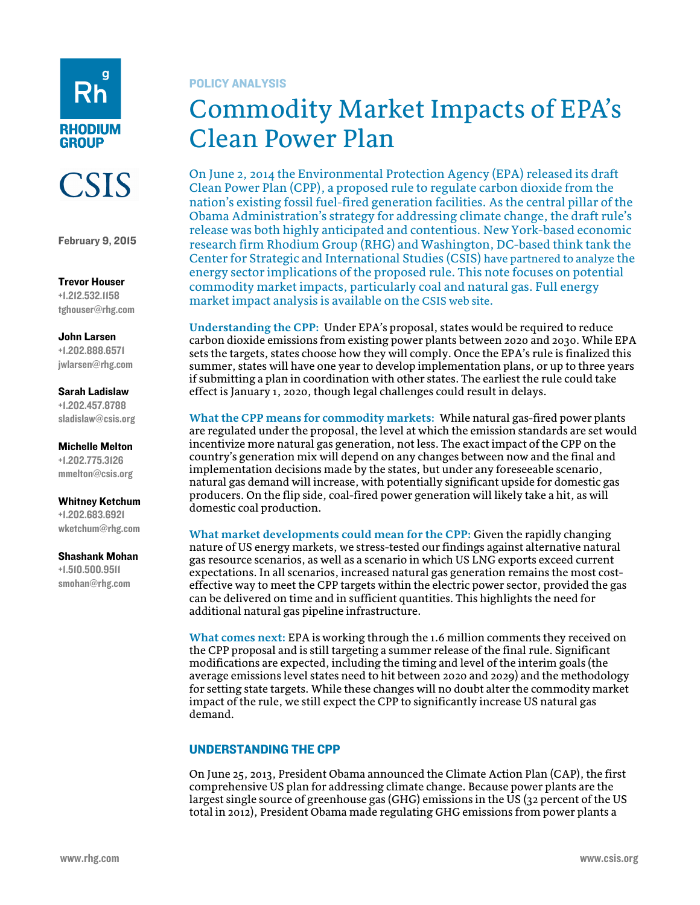Rhodium Group

CSIS

February 9, 2015

**Trevor Houser**
+1.212.532.1158
tghouser@rhg.com

**John Larsen**
+1.202.888.6571
jwlarsen@rhg.com

**Sarah Ladislaw**
+1.202.457.8788
sladislaw@csis.org

**Michelle Melton**
+1.202.775.3126
mmelton@csis.org

**Whitney Ketchum**
+1.202.683.6921
wketchum@rhg.com

**Shashank Mohan**
+1.510.500.9511
smohan@rhg.com

POLICY ANALYSIS

# Commodity Market Impacts of EPA's Clean Power Plan

On June 2, 2014 the Environmental Protection Agency (EPA) released its draft Clean Power Plan (CPP), a proposed rule to regulate carbon dioxide from the nation's existing fossil fuel-fired generation facilities. As the central pillar of the Obama Administration's strategy for addressing climate change, the draft rule's release was both highly anticipated and contentious. New York-based economic research firm Rhodium Group (RHG) and Washington, DC-based think tank the Center for Strategic and International Studies (CSIS) have partnered to analyze the energy sector implications of the proposed rule. This note focuses on potential commodity market impacts, particularly coal and natural gas. Full energy market impact analysis is available on the CSIS web site.

**Understanding the CPP:** Under EPA's proposal, states would be required to reduce carbon dioxide emissions from existing power plants between 2020 and 2030. While EPA sets the targets, states choose how they will comply. Once the EPA's rule is finalized this summer, states will have one year to develop implementation plans, or up to three years if submitting a plan in coordination with other states. The earliest the rule could take effect is January 1, 2020, though legal challenges could result in delays.

**What the CPP means for commodity markets:** While natural gas-fired power plants are regulated under the proposal, the level at which the emission standards are set would incentivize more natural gas generation, not less. The exact impact of the CPP on the country's generation mix will depend on any changes between now and the final and implementation decisions made by the states, but under any foreseeable scenario, natural gas demand will increase, with potentially significant upside for domestic gas producers. On the flip side, coal-fired power generation will likely take a hit, as will domestic coal production.

**What market developments could mean for the CPP:** Given the rapidly changing nature of US energy markets, we stress-tested our findings against alternative natural gas resource scenarios, as well as a scenario in which US LNG exports exceed current expectations. In all scenarios, increased natural gas generation remains the most cost-effective way to meet the CPP targets within the electric power sector, provided the gas can be delivered on time and in sufficient quantities. This highlights the need for additional natural gas pipeline infrastructure.

**What comes next:** EPA is working through the 1.6 million comments they received on the CPP proposal and is still targeting a summer release of the final rule. Significant modifications are expected, including the timing and level of the interim goals (the average emissions level states need to hit between 2020 and 2029) and the methodology for setting state targets. While these changes will no doubt alter the commodity market impact of the rule, we still expect the CPP to significantly increase US natural gas demand.

## UNDERSTANDING THE CPP

On June 25, 2013, President Obama announced the Climate Action Plan (CAP), the first comprehensive US plan for addressing climate change. Because power plants are the largest single source of greenhouse gas (GHG) emissions in the US (32 percent of the US total in 2012), President Obama made regulating GHG emissions from power plants a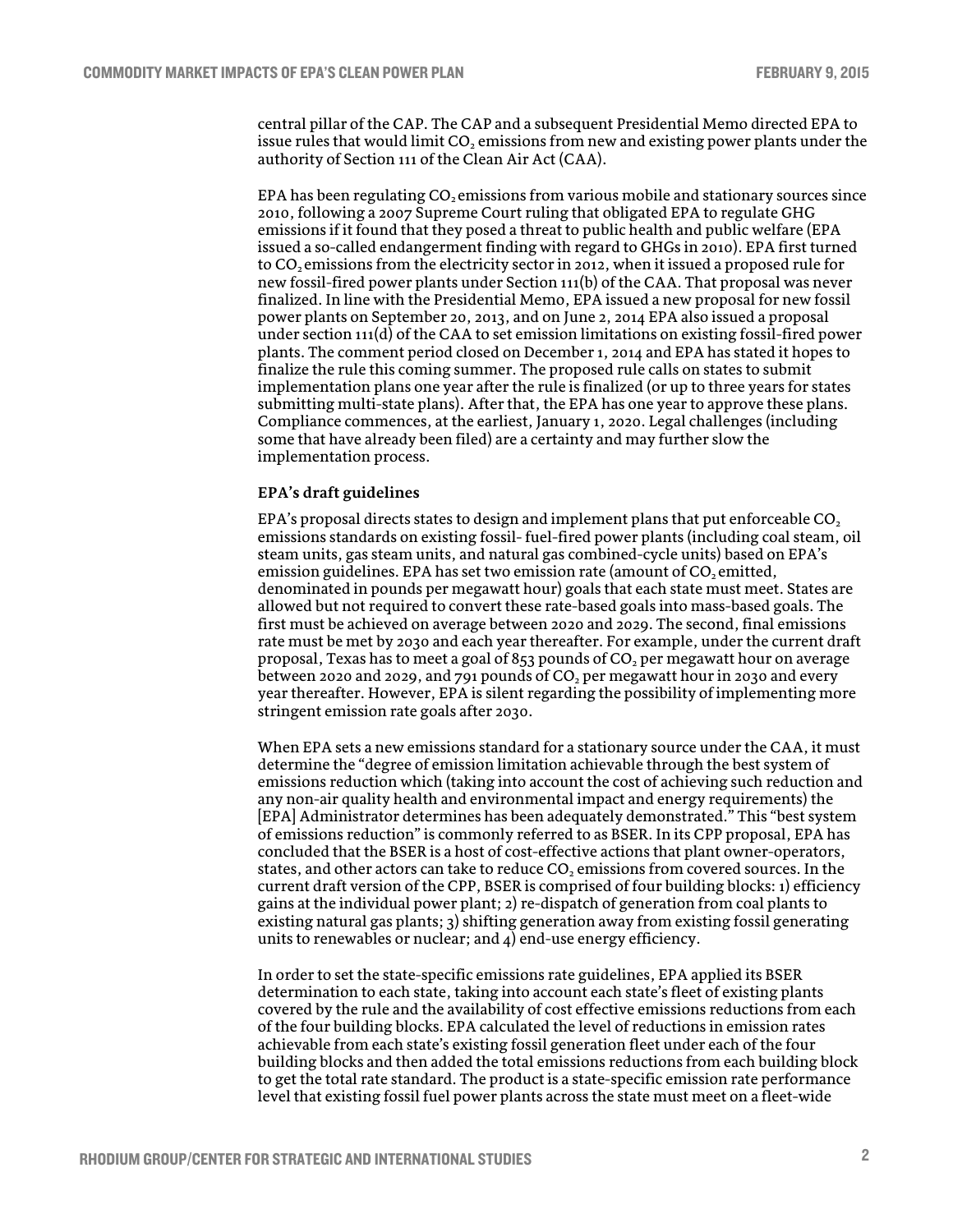central pillar of the CAP. The CAP and a subsequent Presidential Memo directed EPA to issue rules that would limit $CO_2$ emissions from new and existing power plants under the authority of Section 111 of the Clean Air Act (CAA).

EPA has been regulating $CO_2$ emissions from various mobile and stationary sources since 2010, following a 2007 Supreme Court ruling that obligated EPA to regulate GHG emissions if it found that they posed a threat to public health and public welfare (EPA issued a so-called endangerment finding with regard to GHGs in 2010). EPA first turned to $CO_2$ emissions from the electricity sector in 2012, when it issued a proposed rule for new fossil-fired power plants under Section 111(b) of the CAA. That proposal was never finalized. In line with the Presidential Memo, EPA issued a new proposal for new fossil power plants on September 20, 2013, and on June 2, 2014 EPA also issued a proposal under section 111(d) of the CAA to set emission limitations on existing fossil-fired power plants. The comment period closed on December 1, 2014 and EPA has stated it hopes to finalize the rule this coming summer. The proposed rule calls on states to submit implementation plans one year after the rule is finalized (or up to three years for states submitting multi-state plans). After that, the EPA has one year to approve these plans. Compliance commences, at the earliest, January 1, 2020. Legal challenges (including some that have already been filed) are a certainty and may further slow the implementation process.

**EPA's draft guidelines**

EPA's proposal directs states to design and implement plans that put enforceable $CO_2$ emissions standards on existing fossil- fuel-fired power plants (including coal steam, oil steam units, gas steam units, and natural gas combined-cycle units) based on EPA's emission guidelines. EPA has set two emission rate (amount of $CO_2$ emitted, denominated in pounds per megawatt hour) goals that each state must meet. States are allowed but not required to convert these rate-based goals into mass-based goals. The first must be achieved on average between 2020 and 2029. The second, final emissions rate must be met by 2030 and each year thereafter. For example, under the current draft proposal, Texas has to meet a goal of 853 pounds of $CO_2$ per megawatt hour on average between 2020 and 2029, and 791 pounds of $CO_2$ per megawatt hour in 2030 and every year thereafter. However, EPA is silent regarding the possibility of implementing more stringent emission rate goals after 2030.

When EPA sets a new emissions standard for a stationary source under the CAA, it must determine the "degree of emission limitation achievable through the best system of emissions reduction which (taking into account the cost of achieving such reduction and any non-air quality health and environmental impact and energy requirements) the [EPA] Administrator determines has been adequately demonstrated." This "best system of emissions reduction" is commonly referred to as BSER. In its CPP proposal, EPA has concluded that the BSER is a host of cost-effective actions that plant owner-operators, states, and other actors can take to reduce $CO_2$ emissions from covered sources. In the current draft version of the CPP, BSER is comprised of four building blocks: 1) efficiency gains at the individual power plant; 2) re-dispatch of generation from coal plants to existing natural gas plants; 3) shifting generation away from existing fossil generating units to renewables or nuclear; and 4) end-use energy efficiency.

In order to set the state-specific emissions rate guidelines, EPA applied its BSER determination to each state, taking into account each state's fleet of existing plants covered by the rule and the availability of cost effective emissions reductions from each of the four building blocks. EPA calculated the level of reductions in emission rates achievable from each state's existing fossil generation fleet under each of the four building blocks and then added the total emissions reductions from each building block to get the total rate standard. The product is a state-specific emission rate performance level that existing fossil fuel power plants across the state must meet on a fleet-wide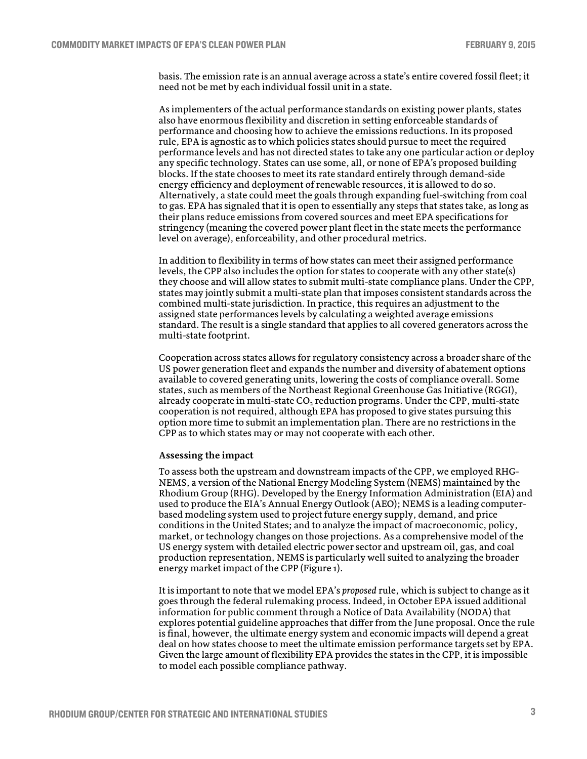basis. The emission rate is an annual average across a state's entire covered fossil fleet; it need not be met by each individual fossil unit in a state.

As implementers of the actual performance standards on existing power plants, states also have enormous flexibility and discretion in setting enforceable standards of performance and choosing how to achieve the emissions reductions. In its proposed rule, EPA is agnostic as to which policies states should pursue to meet the required performance levels and has not directed states to take any one particular action or deploy any specific technology. States can use some, all, or none of EPA's proposed building blocks. If the state chooses to meet its rate standard entirely through demand-side energy efficiency and deployment of renewable resources, it is allowed to do so. Alternatively, a state could meet the goals through expanding fuel-switching from coal to gas. EPA has signaled that it is open to essentially any steps that states take, as long as their plans reduce emissions from covered sources and meet EPA specifications for stringency (meaning the covered power plant fleet in the state meets the performance level on average), enforceability, and other procedural metrics.

In addition to flexibility in terms of how states can meet their assigned performance levels, the CPP also includes the option for states to cooperate with any other state(s) they choose and will allow states to submit multi-state compliance plans. Under the CPP, states may jointly submit a multi-state plan that imposes consistent standards across the combined multi-state jurisdiction. In practice, this requires an adjustment to the assigned state performances levels by calculating a weighted average emissions standard. The result is a single standard that applies to all covered generators across the multi-state footprint.

Cooperation across states allows for regulatory consistency across a broader share of the US power generation fleet and expands the number and diversity of abatement options available to covered generating units, lowering the costs of compliance overall. Some states, such as members of the Northeast Regional Greenhouse Gas Initiative (RGGI), already cooperate in multi-state $CO_2$ reduction programs. Under the CPP, multi-state cooperation is not required, although EPA has proposed to give states pursuing this option more time to submit an implementation plan. There are no restrictions in the CPP as to which states may or may not cooperate with each other.

### Assessing the impact

To assess both the upstream and downstream impacts of the CPP, we employed RHG-NEMS, a version of the National Energy Modeling System (NEMS) maintained by the Rhodium Group (RHG). Developed by the Energy Information Administration (EIA) and used to produce the EIA's Annual Energy Outlook (AEO); NEMS is a leading computer-based modeling system used to project future energy supply, demand, and price conditions in the United States; and to analyze the impact of macroeconomic, policy, market, or technology changes on those projections. As a comprehensive model of the US energy system with detailed electric power sector and upstream oil, gas, and coal production representation, NEMS is particularly well suited to analyzing the broader energy market impact of the CPP (Figure 1).

It is important to note that we model EPA's *proposed* rule, which is subject to change as it goes through the federal rulemaking process. Indeed, in October EPA issued additional information for public comment through a Notice of Data Availability (NODA) that explores potential guideline approaches that differ from the June proposal. Once the rule is final, however, the ultimate energy system and economic impacts will depend a great deal on how states choose to meet the ultimate emission performance targets set by EPA. Given the large amount of flexibility EPA provides the states in the CPP, it is impossible to model each possible compliance pathway.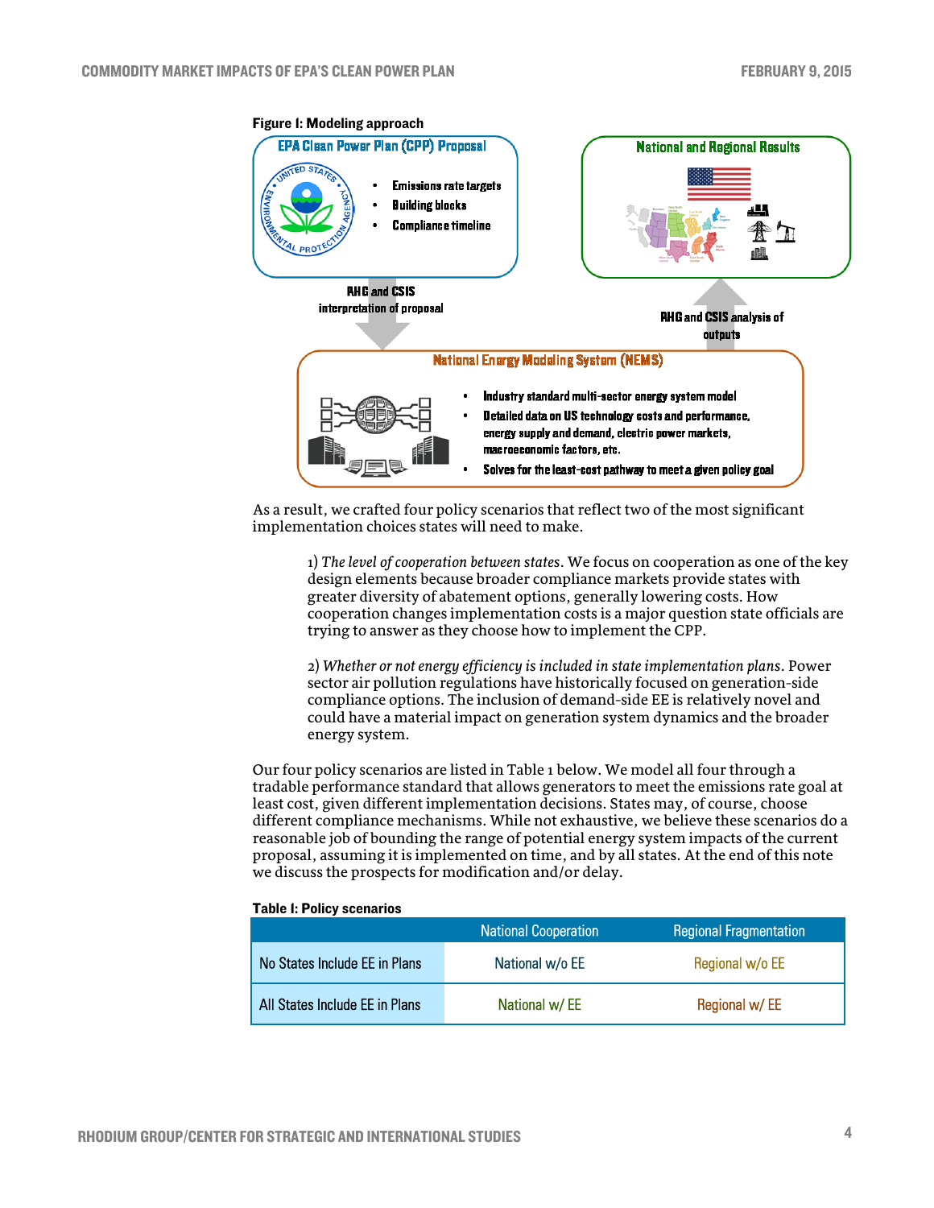**Figure 1: Modeling approach**

**EPA Clean Power Plan (CPP) Proposal**

- Emissions rate targets
- Building blocks
- Compliance timeline

RHG and CSIS interpretation of proposal

**National Energy Modeling System (NEMS)**

- Industry standard multi-sector energy system model
- Detailed data on US technology costs and performance, energy supply and demand, electric power markets, macroeconomic factors, etc.
- Solves for the least-cost pathway to meet a given policy goal

RHG and CSIS analysis of outputs

**National and Regional Results**

As a result, we crafted four policy scenarios that reflect two of the most significant implementation choices states will need to make.

> 1) *The level of cooperation between states*. We focus on cooperation as one of the key design elements because broader compliance markets provide states with greater diversity of abatement options, generally lowering costs. How cooperation changes implementation costs is a major question state officials are trying to answer as they choose how to implement the CPP.
>
> 2) *Whether or not energy efficiency is included in state implementation plans*. Power sector air pollution regulations have historically focused on generation-side compliance options. The inclusion of demand-side EE is relatively novel and could have a material impact on generation system dynamics and the broader energy system.

Our four policy scenarios are listed in Table 1 below. We model all four through a tradable performance standard that allows generators to meet the emissions rate goal at least cost, given different implementation decisions. States may, of course, choose different compliance mechanisms. While not exhaustive, we believe these scenarios do a reasonable job of bounding the range of potential energy system impacts of the current proposal, assuming it is implemented on time, and by all states. At the end of this note we discuss the prospects for modification and/or delay.

**Table 1: Policy scenarios**

| | National Cooperation | Regional Fragmentation |
|---|---|---|
| No States Include EE in Plans | National w/o EE | Regional w/o EE |
| All States Include EE in Plans | National w/ EE | Regional w/ EE |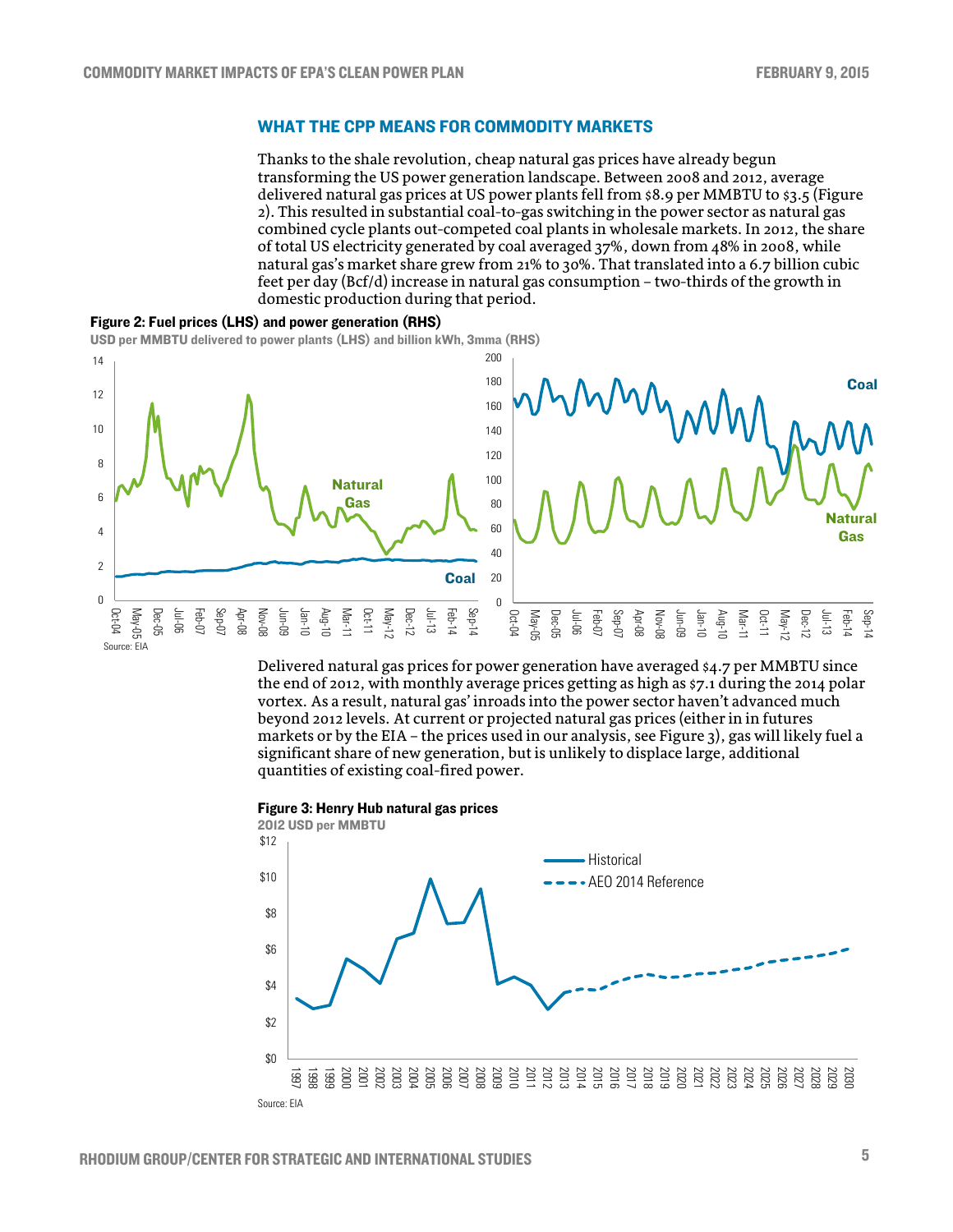## WHAT THE CPP MEANS FOR COMMODITY MARKETS

Thanks to the shale revolution, cheap natural gas prices have already begun transforming the US power generation landscape. Between 2008 and 2012, average delivered natural gas prices at US power plants fell from $8.9 per MMBTU to $3.5 (Figure 2). This resulted in substantial coal-to-gas switching in the power sector as natural gas combined cycle plants out-competed coal plants in wholesale markets. In 2012, the share of total US electricity generated by coal averaged 37%, down from 48% in 2008, while natural gas's market share grew from 21% to 30%. That translated into a 6.7 billion cubic feet per day (Bcf/d) increase in natural gas consumption – two-thirds of the growth in domestic production during that period.

**Figure 2: Fuel prices (LHS) and power generation (RHS)**

USD per MMBTU delivered to power plants (LHS) and billion kWh, 3mma (RHS)

Source: EIA

Delivered natural gas prices for power generation have averaged $4.7 per MMBTU since the end of 2012, with monthly average prices getting as high as $7.1 during the 2014 polar vortex. As a result, natural gas' inroads into the power sector haven't advanced much beyond 2012 levels. At current or projected natural gas prices (either in in futures markets or by the EIA – the prices used in our analysis, see Figure 3), gas will likely fuel a significant share of new generation, but is unlikely to displace large, additional quantities of existing coal-fired power.

**Figure 3: Henry Hub natural gas prices**

2012 USD per MMBTU

Source: EIA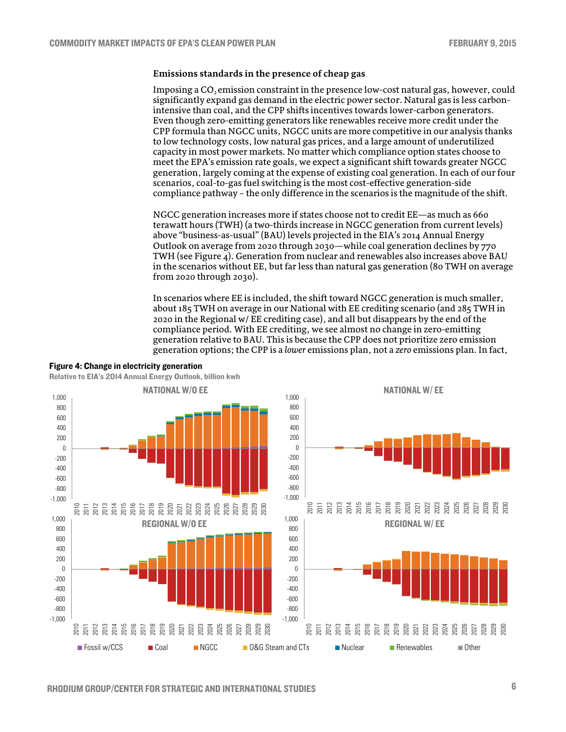### Emissions standards in the presence of cheap gas

Imposing a $CO_2$ emission constraint in the presence low-cost natural gas, however, could significantly expand gas demand in the electric power sector. Natural gas is less carbon-intensive than coal, and the CPP shifts incentives towards lower-carbon generators. Even though zero-emitting generators like renewables receive more credit under the CPP formula than NGCC units, NGCC units are more competitive in our analysis thanks to low technology costs, low natural gas prices, and a large amount of underutilized capacity in most power markets. No matter which compliance option states choose to meet the EPA's emission rate goals, we expect a significant shift towards greater NGCC generation, largely coming at the expense of existing coal generation. In each of our four scenarios, coal-to-gas fuel switching is the most cost-effective generation-side compliance pathway – the only difference in the scenarios is the magnitude of the shift.

NGCC generation increases more if states choose not to credit EE—as much as 660 terawatt hours (TWH) (a two-thirds increase in NGCC generation from current levels) above "business-as-usual" (BAU) levels projected in the EIA's 2014 Annual Energy Outlook on average from 2020 through 2030—while coal generation declines by 770 TWH (see Figure 4). Generation from nuclear and renewables also increases above BAU in the scenarios without EE, but far less than natural gas generation (80 TWH on average from 2020 through 2030).

In scenarios where EE is included, the shift toward NGCC generation is much smaller, about 185 TWH on average in our National with EE crediting scenario (and 285 TWH in 2020 in the Regional w/ EE crediting case), and all but disappears by the end of the compliance period. With EE crediting, we see almost no change in zero-emitting generation relative to BAU. This is because the CPP does not prioritize zero emission generation options; the CPP is a *lower* emissions plan, not a *zero* emissions plan. In fact,

**Figure 4: Change in electricity generation**

Relative to EIA's 2014 Annual Energy Outlook, billion kwh

Panels: NATIONAL W/O EE; NATIONAL W/ EE; REGIONAL W/O EE; REGIONAL W/ EE

Legend: Fossil w/CCS, Coal, NGCC, O&G Steam and CTs, Nuclear, Renewables, Other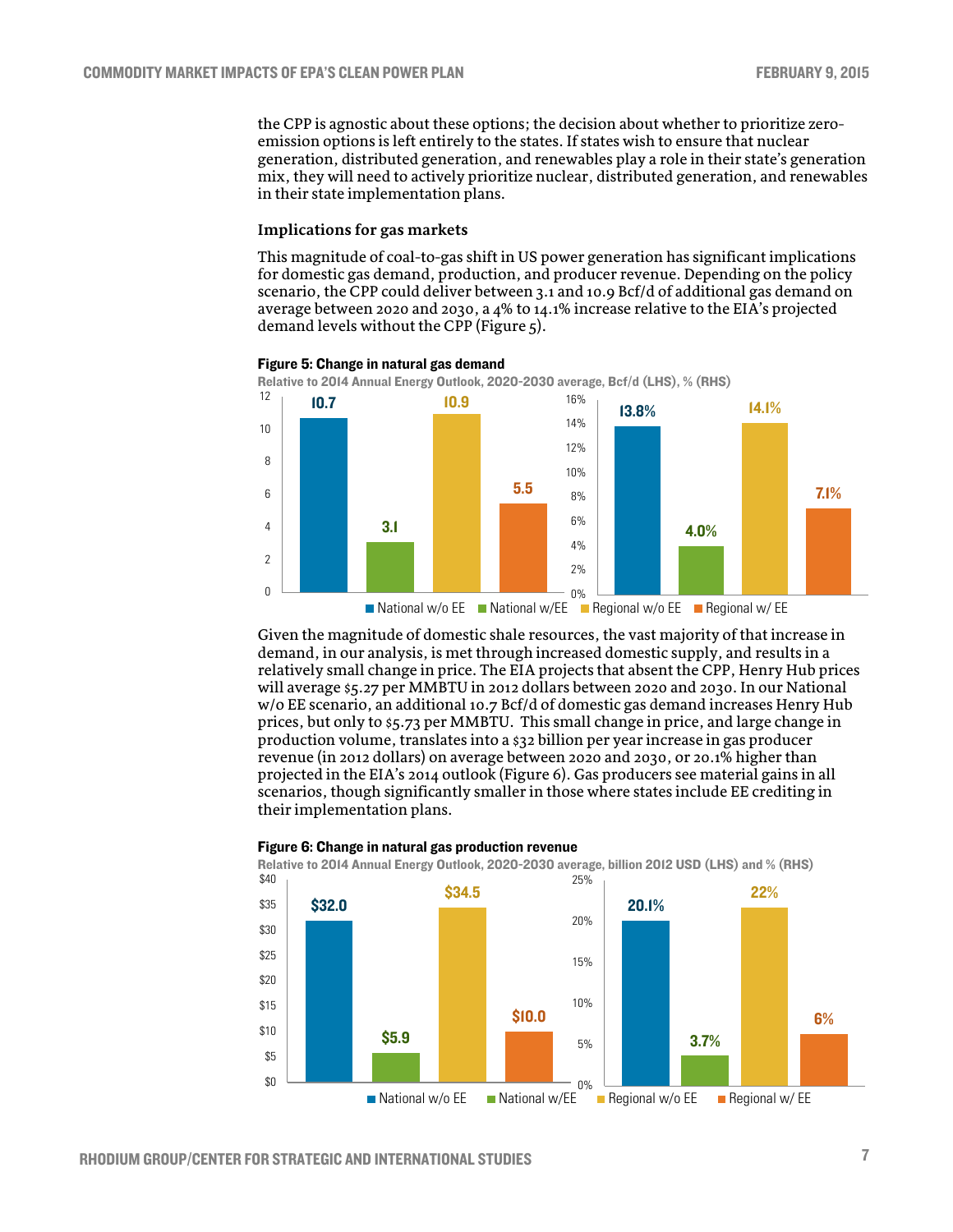the CPP is agnostic about these options; the decision about whether to prioritize zero-emission options is left entirely to the states. If states wish to ensure that nuclear generation, distributed generation, and renewables play a role in their state's generation mix, they will need to actively prioritize nuclear, distributed generation, and renewables in their state implementation plans.

### Implications for gas markets

This magnitude of coal-to-gas shift in US power generation has significant implications for domestic gas demand, production, and producer revenue. Depending on the policy scenario, the CPP could deliver between 3.1 and 10.9 Bcf/d of additional gas demand on average between 2020 and 2030, a 4% to 14.1% increase relative to the EIA's projected demand levels without the CPP (Figure 5).

**Figure 5: Change in natural gas demand**

Relative to 2014 Annual Energy Outlook, 2020-2030 average, Bcf/d (LHS), % (RHS)

| Scenario | Bcf/d | % |
|---|---|---|
| National w/o EE | 10.7 | 13.8% |
| National w/EE | 3.1 | 4.0% |
| Regional w/o EE | 10.9 | 14.1% |
| Regional w/ EE | 5.5 | 7.1% |

Given the magnitude of domestic shale resources, the vast majority of that increase in demand, in our analysis, is met through increased domestic supply, and results in a relatively small change in price. The EIA projects that absent the CPP, Henry Hub prices will average $5.27 per MMBTU in 2012 dollars between 2020 and 2030. In our National w/o EE scenario, an additional 10.7 Bcf/d of domestic gas demand increases Henry Hub prices, but only to $5.73 per MMBTU. This small change in price, and large change in production volume, translates into a $32 billion per year increase in gas producer revenue (in 2012 dollars) on average between 2020 and 2030, or 20.1% higher than projected in the EIA's 2014 outlook (Figure 6). Gas producers see material gains in all scenarios, though significantly smaller in those where states include EE crediting in their implementation plans.

**Figure 6: Change in natural gas production revenue**

Relative to 2014 Annual Energy Outlook, 2020-2030 average, billion 2012 USD (LHS) and % (RHS)

| Scenario | Billion 2012 USD | % |
|---|---|---|
| National w/o EE | $32.0 | 20.1% |
| National w/EE | $5.9 | 3.7% |
| Regional w/o EE | $34.5 | 22% |
| Regional w/ EE | $10.0 | 6% |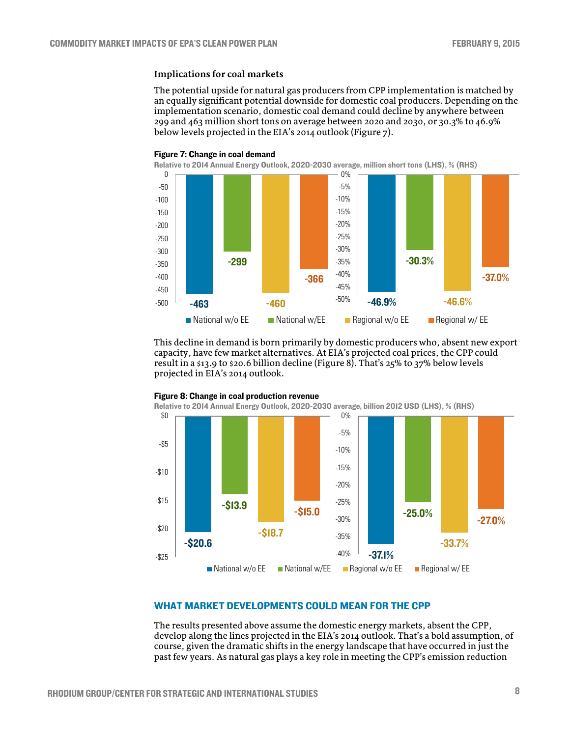### Implications for coal markets

The potential upside for natural gas producers from CPP implementation is matched by an equally significant potential downside for domestic coal producers. Depending on the implementation scenario, domestic coal demand could decline by anywhere between 299 and 463 million short tons on average between 2020 and 2030, or 30.3% to 46.9% below levels projected in the EIA's 2014 outlook (Figure 7).

**Figure 7: Change in coal demand**

Relative to 2014 Annual Energy Outlook, 2020-2030 average, million short tons (LHS), % (RHS)

| Scenario | Million short tons | % |
|---|---|---|
| National w/o EE | -463 | -46.9% |
| National w/EE | -299 | -30.3% |
| Regional w/o EE | -460 | -46.6% |
| Regional w/ EE | -366 | -37.0% |

This decline in demand is born primarily by domestic producers who, absent new export capacity, have few market alternatives. At EIA's projected coal prices, the CPP could result in a $13.9 to $20.6 billion decline (Figure 8). That's 25% to 37% below levels projected in EIA's 2014 outlook.

**Figure 8: Change in coal production revenue**

Relative to 2014 Annual Energy Outlook, 2020-2030 average, billion 2012 USD (LHS), % (RHS)

| Scenario | Billion 2012 USD | % |
|---|---|---|
| National w/o EE | -$20.6 | -37.1% |
| National w/EE | -$13.9 | -25.0% |
| Regional w/o EE | -$18.7 | -33.7% |
| Regional w/ EE | -$15.0 | -27.0% |

## WHAT MARKET DEVELOPMENTS COULD MEAN FOR THE CPP

The results presented above assume the domestic energy markets, absent the CPP, develop along the lines projected in the EIA's 2014 outlook. That's a bold assumption, of course, given the dramatic shifts in the energy landscape that have occurred in just the past few years. As natural gas plays a key role in meeting the CPP's emission reduction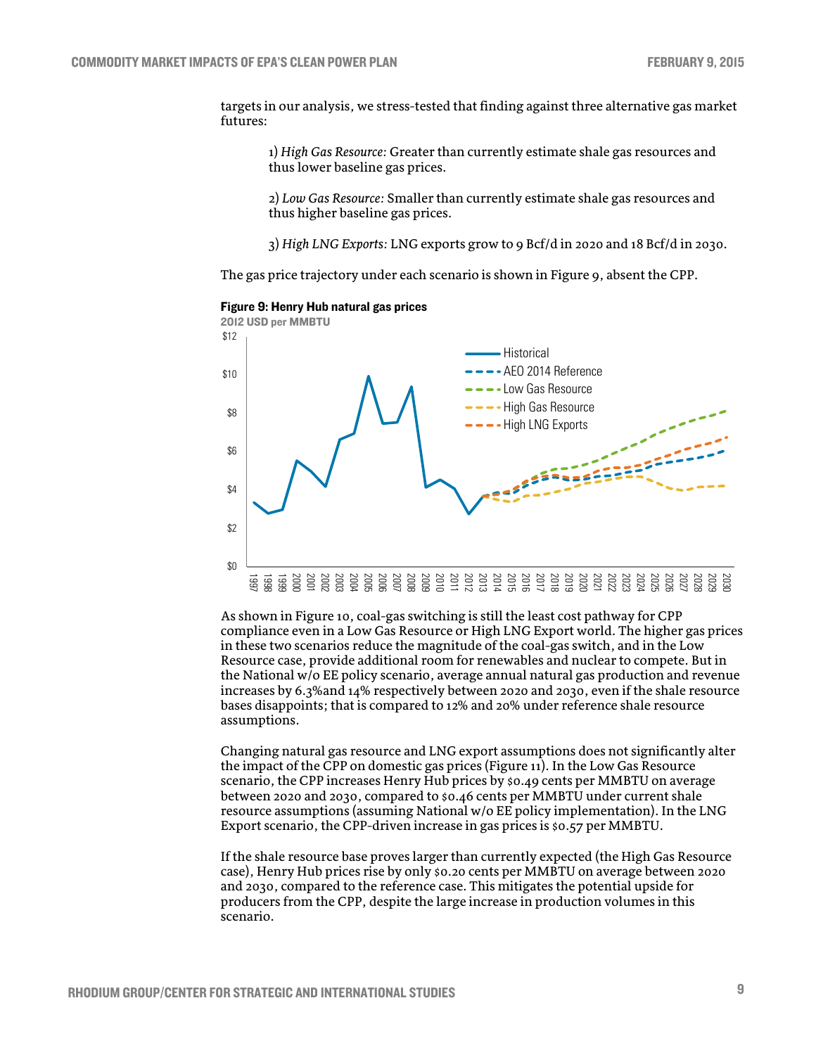targets in our analysis, we stress-tested that finding against three alternative gas market futures:

1) *High Gas Resource:* Greater than currently estimate shale gas resources and thus lower baseline gas prices.

2) *Low Gas Resource:* Smaller than currently estimate shale gas resources and thus higher baseline gas prices.

3) *High LNG Exports:* LNG exports grow to 9 Bcf/d in 2020 and 18 Bcf/d in 2030.

The gas price trajectory under each scenario is shown in Figure 9, absent the CPP.

**Figure 9: Henry Hub natural gas prices**
**2012 USD per MMBTU**

As shown in Figure 10, coal-gas switching is still the least cost pathway for CPP compliance even in a Low Gas Resource or High LNG Export world. The higher gas prices in these two scenarios reduce the magnitude of the coal-gas switch, and in the Low Resource case, provide additional room for renewables and nuclear to compete. But in the National w/o EE policy scenario, average annual natural gas production and revenue increases by 6.3%and 14% respectively between 2020 and 2030, even if the shale resource bases disappoints; that is compared to 12% and 20% under reference shale resource assumptions.

Changing natural gas resource and LNG export assumptions does not significantly alter the impact of the CPP on domestic gas prices (Figure 11). In the Low Gas Resource scenario, the CPP increases Henry Hub prices by $0.49 cents per MMBTU on average between 2020 and 2030, compared to $0.46 cents per MMBTU under current shale resource assumptions (assuming National w/o EE policy implementation). In the LNG Export scenario, the CPP-driven increase in gas prices is $0.57 per MMBTU.

If the shale resource base proves larger than currently expected (the High Gas Resource case), Henry Hub prices rise by only $0.20 cents per MMBTU on average between 2020 and 2030, compared to the reference case. This mitigates the potential upside for producers from the CPP, despite the large increase in production volumes in this scenario.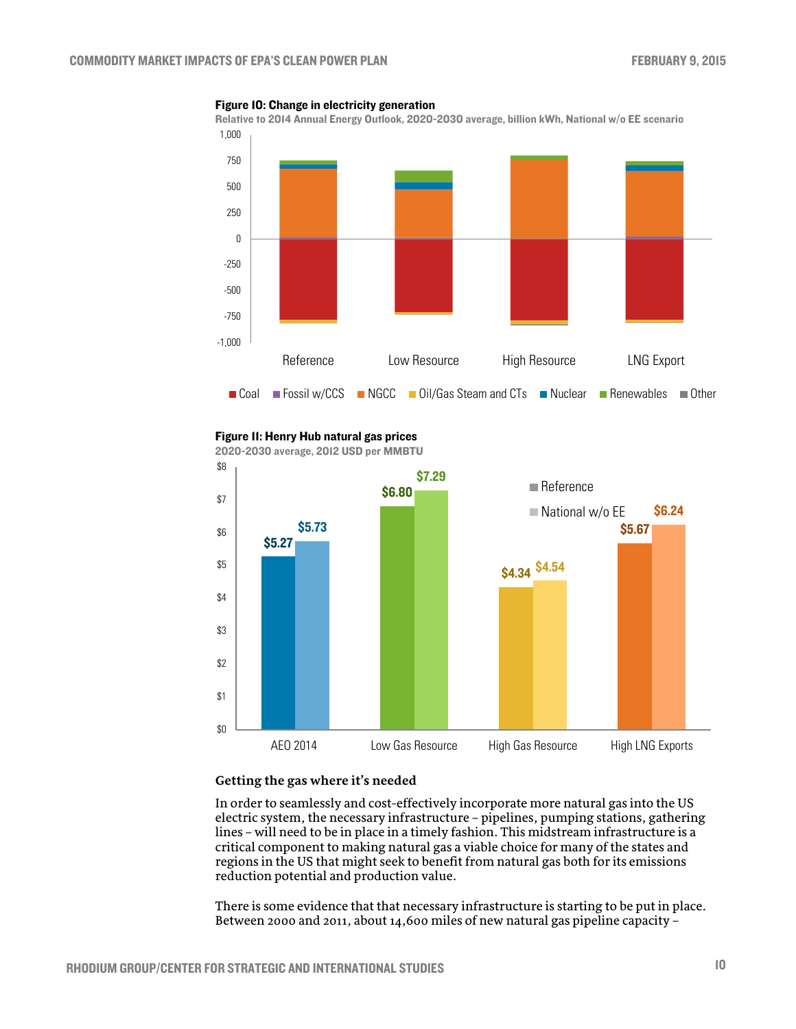**Figure 10: Change in electricity generation**

Relative to 2014 Annual Energy Outlook, 2020-2030 average, billion kWh, National w/o EE scenario

**Figure 11: Henry Hub natural gas prices**

2020-2030 average, 2012 USD per MMBTU

### Getting the gas where it's needed

In order to seamlessly and cost-effectively incorporate more natural gas into the US electric system, the necessary infrastructure – pipelines, pumping stations, gathering lines – will need to be in place in a timely fashion. This midstream infrastructure is a critical component to making natural gas a viable choice for many of the states and regions in the US that might seek to benefit from natural gas both for its emissions reduction potential and production value.

There is some evidence that that necessary infrastructure is starting to be put in place. Between 2000 and 2011, about 14,600 miles of new natural gas pipeline capacity –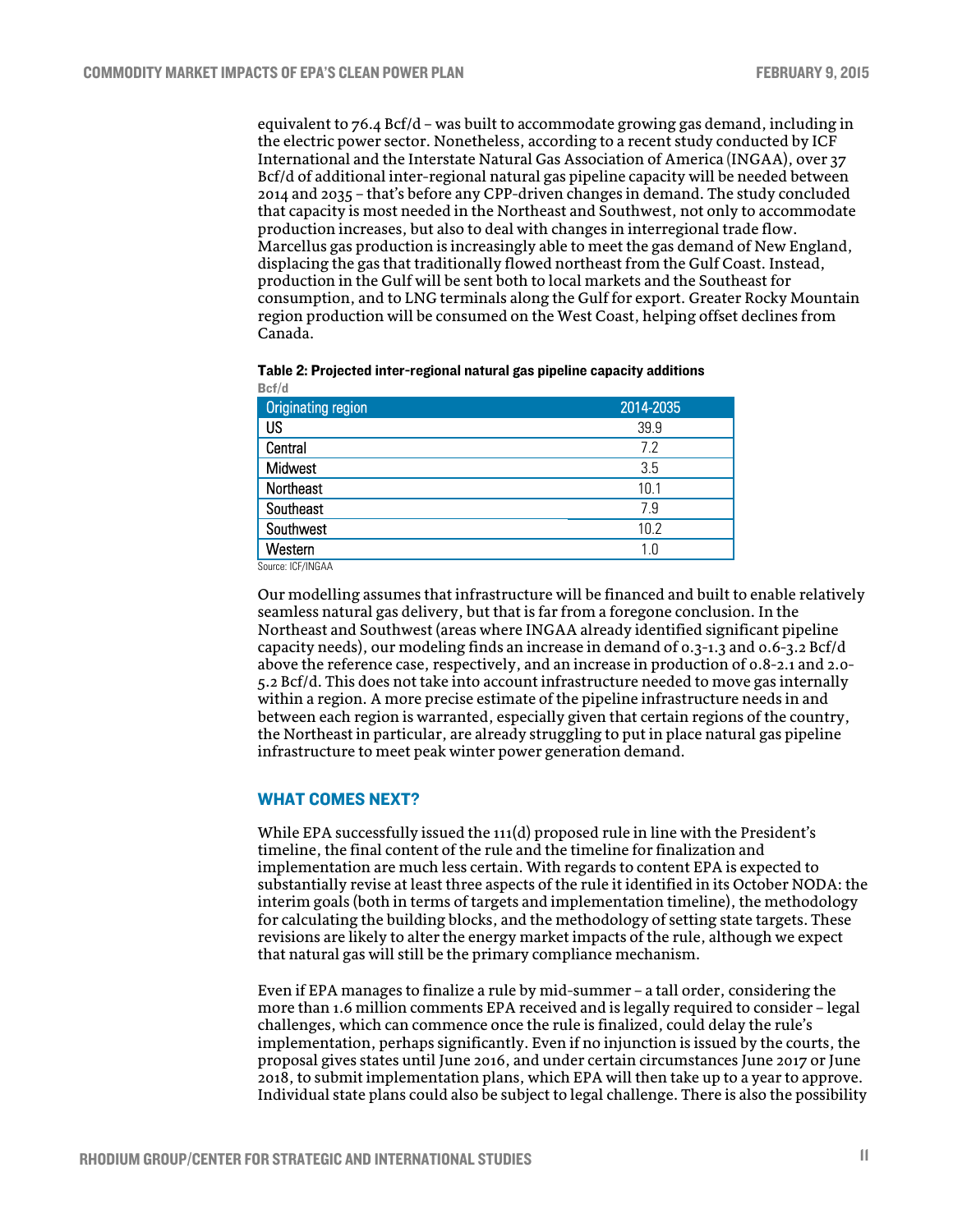equivalent to 76.4 Bcf/d – was built to accommodate growing gas demand, including in the electric power sector. Nonetheless, according to a recent study conducted by ICF International and the Interstate Natural Gas Association of America (INGAA), over 37 Bcf/d of additional inter-regional natural gas pipeline capacity will be needed between 2014 and 2035 – that's before any CPP-driven changes in demand. The study concluded that capacity is most needed in the Northeast and Southwest, not only to accommodate production increases, but also to deal with changes in interregional trade flow. Marcellus gas production is increasingly able to meet the gas demand of New England, displacing the gas that traditionally flowed northeast from the Gulf Coast. Instead, production in the Gulf will be sent both to local markets and the Southeast for consumption, and to LNG terminals along the Gulf for export. Greater Rocky Mountain region production will be consumed on the West Coast, helping offset declines from Canada.

**Table 2: Projected inter-regional natural gas pipeline capacity additions**
**Bcf/d**

| Originating region | 2014-2035 |
|---|---|
| US | 39.9 |
| Central | 7.2 |
| Midwest | 3.5 |
| Northeast | 10.1 |
| Southeast | 7.9 |
| Southwest | 10.2 |
| Western | 1.0 |

Source: ICF/INGAA

Our modelling assumes that infrastructure will be financed and built to enable relatively seamless natural gas delivery, but that is far from a foregone conclusion. In the Northeast and Southwest (areas where INGAA already identified significant pipeline capacity needs), our modeling finds an increase in demand of 0.3-1.3 and 0.6-3.2 Bcf/d above the reference case, respectively, and an increase in production of 0.8-2.1 and 2.0-5.2 Bcf/d. This does not take into account infrastructure needed to move gas internally within a region. A more precise estimate of the pipeline infrastructure needs in and between each region is warranted, especially given that certain regions of the country, the Northeast in particular, are already struggling to put in place natural gas pipeline infrastructure to meet peak winter power generation demand.

## WHAT COMES NEXT?

While EPA successfully issued the 111(d) proposed rule in line with the President's timeline, the final content of the rule and the timeline for finalization and implementation are much less certain. With regards to content EPA is expected to substantially revise at least three aspects of the rule it identified in its October NODA: the interim goals (both in terms of targets and implementation timeline), the methodology for calculating the building blocks, and the methodology of setting state targets. These revisions are likely to alter the energy market impacts of the rule, although we expect that natural gas will still be the primary compliance mechanism.

Even if EPA manages to finalize a rule by mid-summer – a tall order, considering the more than 1.6 million comments EPA received and is legally required to consider – legal challenges, which can commence once the rule is finalized, could delay the rule's implementation, perhaps significantly. Even if no injunction is issued by the courts, the proposal gives states until June 2016, and under certain circumstances June 2017 or June 2018, to submit implementation plans, which EPA will then take up to a year to approve. Individual state plans could also be subject to legal challenge. There is also the possibility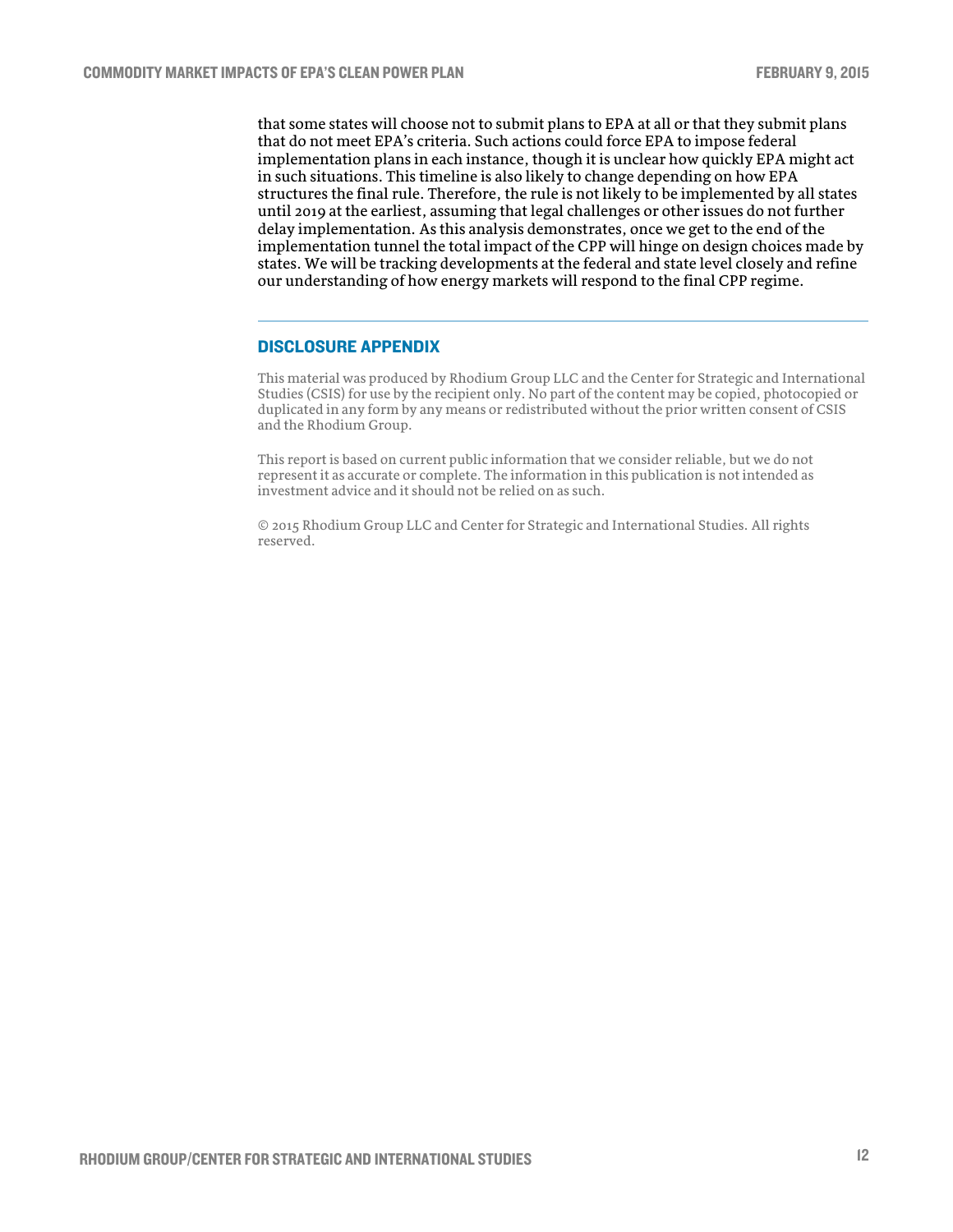that some states will choose not to submit plans to EPA at all or that they submit plans that do not meet EPA's criteria. Such actions could force EPA to impose federal implementation plans in each instance, though it is unclear how quickly EPA might act in such situations. This timeline is also likely to change depending on how EPA structures the final rule. Therefore, the rule is not likely to be implemented by all states until 2019 at the earliest, assuming that legal challenges or other issues do not further delay implementation. As this analysis demonstrates, once we get to the end of the implementation tunnel the total impact of the CPP will hinge on design choices made by states. We will be tracking developments at the federal and state level closely and refine our understanding of how energy markets will respond to the final CPP regime.

## DISCLOSURE APPENDIX

This material was produced by Rhodium Group LLC and the Center for Strategic and International Studies (CSIS) for use by the recipient only. No part of the content may be copied, photocopied or duplicated in any form by any means or redistributed without the prior written consent of CSIS and the Rhodium Group.

This report is based on current public information that we consider reliable, but we do not represent it as accurate or complete. The information in this publication is not intended as investment advice and it should not be relied on as such.

© 2015 Rhodium Group LLC and Center for Strategic and International Studies. All rights reserved.